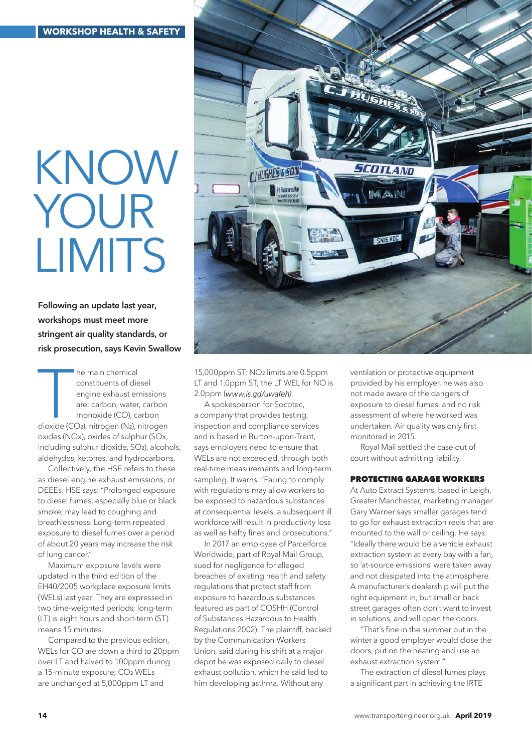WORKSHOP HEALTH & SAFETY

# KNOW YOUR LIMITS

**Following an update last year, workshops must meet more stringent air quality standards, or risk prosecution, says Kevin Swallow**

The main chemical constituents of diesel engine exhaust emissions are: carbon, water, carbon monoxide (CO), carbon dioxide ($CO_2$), nitrogen ($N_2$), nitrogen oxides (NOx), oxides of sulphur (SOx, including sulphur dioxide, $SO_2$), alcohols, aldehydes, ketones, and hydrocarbons.

Collectively, the HSE refers to these as diesel engine exhaust emissions, or DEEEs. HSE says: "Prolonged exposure to diesel fumes, especially blue or black smoke, may lead to coughing and breathlessness. Long-term repeated exposure to diesel fumes over a period of about 20 years may increase the risk of lung cancer."

Maximum exposure levels were updated in the third edition of the EH40/2005 workplace exposure limits (WELs) last year. They are expressed in two time-weighted periods; long-term (LT) is eight hours and short-term (ST) means 15 minutes.

Compared to the previous edition, WELs for CO are down a third to 20ppm over LT and halved to 100ppm during a 15-minute exposure; $CO_2$ WELs are unchanged at 5,000ppm LT and 15,000ppm ST; $NO_2$ limits are 0.5ppm LT and 1.0ppm ST; the LT WEL for NO is 2.0ppm (*www.is.gd/uwafeh*).

A spokesperson for Socotec, a company that provides testing, inspection and compliance services and is based in Burton-upon-Trent, says employers need to ensure that WELs are not exceeded, through both real-time measurements and long-term sampling. It warns: "Failing to comply with regulations may allow workers to be exposed to hazardous substances at consequential levels, a subsequent ill workforce will result in productivity loss as well as hefty fines and prosecutions."

In 2017 an employee of Parcelforce Worldwide, part of Royal Mail Group, sued for negligence for alleged breaches of existing health and safety regulations that protect staff from exposure to hazardous substances featured as part of COSHH (Control of Substances Hazardous to Health Regulations 2002). The plaintiff, backed by the Communication Workers Union, said during his shift at a major depot he was exposed daily to diesel exhaust pollution, which he said led to him developing asthma. Without any ventilation or protective equipment provided by his employer, he was also not made aware of the dangers of exposure to diesel fumes, and no risk assessment of where he worked was undertaken. Air quality was only first monitored in 2015.

Royal Mail settled the case out of court without admitting liability.

## PROTECTING GARAGE WORKERS

At Auto Extract Systems, based in Leigh, Greater Manchester, marketing manager Gary Warner says smaller garages tend to go for exhaust extraction reels that are mounted to the wall or ceiling. He says: "Ideally there would be a vehicle exhaust extraction system at every bay with a fan, so 'at-source emissions' were taken away and not dissipated into the atmosphere. A manufacturer's dealership will put the right equipment in, but small or back street garages often don't want to invest in solutions, and will open the doors.

"That's fine in the summer but in the winter a good employer would close the doors, put on the heating and use an exhaust extraction system."

The extraction of diesel fumes plays a significant part in achieving the IRTE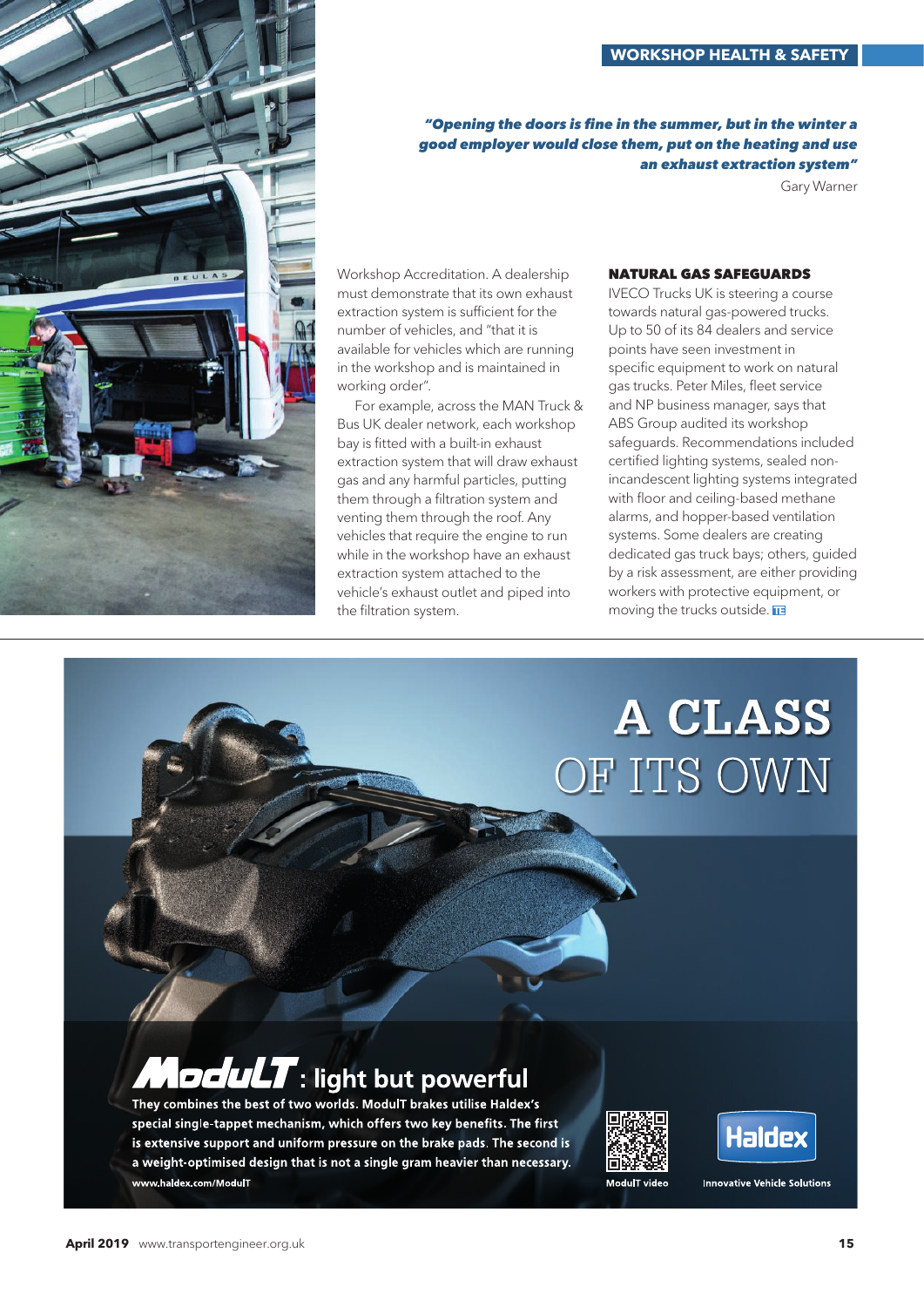*"Opening the doors is fine in the summer, but in the winter a good employer would close them, put on the heating and use an exhaust extraction system"*

Gary Warner

Workshop Accreditation. A dealership must demonstrate that its own exhaust extraction system is sufficient for the number of vehicles, and "that it is available for vehicles which are running in the workshop and is maintained in working order".

For example, across the MAN Truck & Bus UK dealer network, each workshop bay is fitted with a built-in exhaust extraction system that will draw exhaust gas and any harmful particles, putting them through a filtration system and venting them through the roof. Any vehicles that require the engine to run while in the workshop have an exhaust extraction system attached to the vehicle's exhaust outlet and piped into the filtration system.

## NATURAL GAS SAFEGUARDS

IVECO Trucks UK is steering a course towards natural gas-powered trucks. Up to 50 of its 84 dealers and service points have seen investment in specific equipment to work on natural gas trucks. Peter Miles, fleet service and NP business manager, says that ABS Group audited its workshop safeguards. Recommendations included certified lighting systems, sealed non-incandescent lighting systems integrated with floor and ceiling-based methane alarms, and hopper-based ventilation systems. Some dealers are creating dedicated gas truck bays; others, guided by a risk assessment, are either providing workers with protective equipment, or moving the trucks outside.

A CLASS OF ITS OWN

**ModulT: light but powerful**

They combines the best of two worlds. ModulT brakes utilise Haldex's special single-tappet mechanism, which offers two key benefits. The first is extensive support and uniform pressure on the brake pads. The second is a weight-optimised design that is not a single gram heavier than necessary.

www.haldex.com/ModulT

ModulT video

Haldex

Innovative Vehicle Solutions